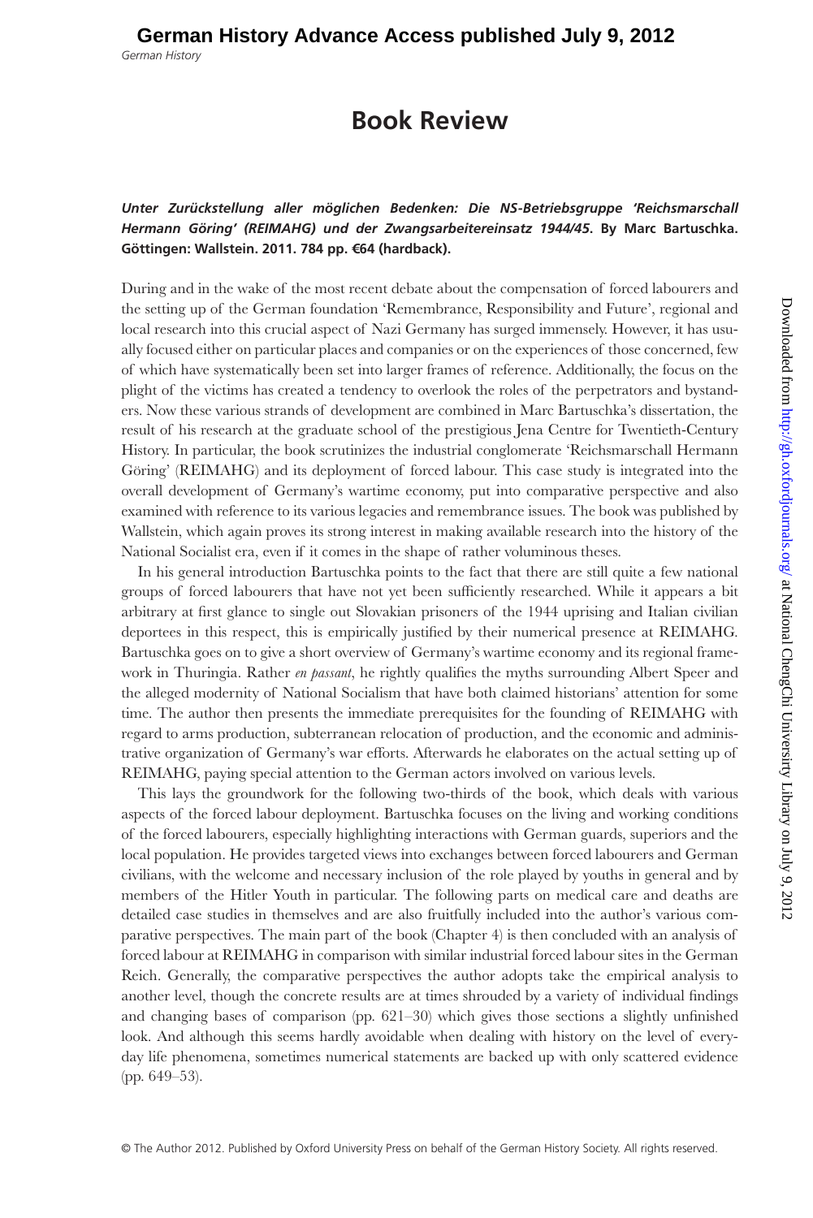# Book Review

***Unter Zurückstellung aller möglichen Bedenken: Die NS-Betriebsgruppe 'Reichsmarschall Hermann Göring' (REIMAHG) und der Zwangsarbeitereinsatz 1944/45*. By Marc Bartuschka. Göttingen: Wallstein. 2011. 784 pp. €64 (hardback).**

During and in the wake of the most recent debate about the compensation of forced labourers and the setting up of the German foundation 'Remembrance, Responsibility and Future', regional and local research into this crucial aspect of Nazi Germany has surged immensely. However, it has usually focused either on particular places and companies or on the experiences of those concerned, few of which have systematically been set into larger frames of reference. Additionally, the focus on the plight of the victims has created a tendency to overlook the roles of the perpetrators and bystanders. Now these various strands of development are combined in Marc Bartuschka's dissertation, the result of his research at the graduate school of the prestigious Jena Centre for Twentieth-Century History. In particular, the book scrutinizes the industrial conglomerate 'Reichsmarschall Hermann Göring' (REIMAHG) and its deployment of forced labour. This case study is integrated into the overall development of Germany's wartime economy, put into comparative perspective and also examined with reference to its various legacies and remembrance issues. The book was published by Wallstein, which again proves its strong interest in making available research into the history of the National Socialist era, even if it comes in the shape of rather voluminous theses.

In his general introduction Bartuschka points to the fact that there are still quite a few national groups of forced labourers that have not yet been sufficiently researched. While it appears a bit arbitrary at first glance to single out Slovakian prisoners of the 1944 uprising and Italian civilian deportees in this respect, this is empirically justified by their numerical presence at REIMAHG. Bartuschka goes on to give a short overview of Germany's wartime economy and its regional framework in Thuringia. Rather *en passant*, he rightly qualifies the myths surrounding Albert Speer and the alleged modernity of National Socialism that have both claimed historians' attention for some time. The author then presents the immediate prerequisites for the founding of REIMAHG with regard to arms production, subterranean relocation of production, and the economic and administrative organization of Germany's war efforts. Afterwards he elaborates on the actual setting up of REIMAHG, paying special attention to the German actors involved on various levels.

This lays the groundwork for the following two-thirds of the book, which deals with various aspects of the forced labour deployment. Bartuschka focuses on the living and working conditions of the forced labourers, especially highlighting interactions with German guards, superiors and the local population. He provides targeted views into exchanges between forced labourers and German civilians, with the welcome and necessary inclusion of the role played by youths in general and by members of the Hitler Youth in particular. The following parts on medical care and deaths are detailed case studies in themselves and are also fruitfully included into the author's various comparative perspectives. The main part of the book (Chapter 4) is then concluded with an analysis of forced labour at REIMAHG in comparison with similar industrial forced labour sites in the German Reich. Generally, the comparative perspectives the author adopts take the empirical analysis to another level, though the concrete results are at times shrouded by a variety of individual findings and changing bases of comparison (pp. 621–30) which gives those sections a slightly unfinished look. And although this seems hardly avoidable when dealing with history on the level of everyday life phenomena, sometimes numerical statements are backed up with only scattered evidence (pp. 649–53).

© The Author 2012. Published by Oxford University Press on behalf of the German History Society. All rights reserved.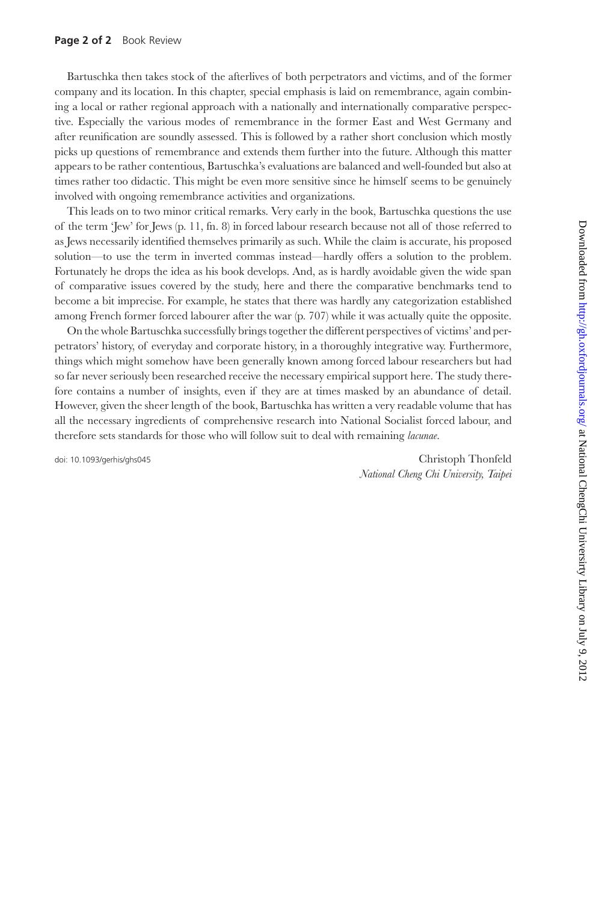Bartuschka then takes stock of the afterlives of both perpetrators and victims, and of the former company and its location. In this chapter, special emphasis is laid on remembrance, again combining a local or rather regional approach with a nationally and internationally comparative perspective. Especially the various modes of remembrance in the former East and West Germany and after reunification are soundly assessed. This is followed by a rather short conclusion which mostly picks up questions of remembrance and extends them further into the future. Although this matter appears to be rather contentious, Bartuschka's evaluations are balanced and well-founded but also at times rather too didactic. This might be even more sensitive since he himself seems to be genuinely involved with ongoing remembrance activities and organizations.

This leads on to two minor critical remarks. Very early in the book, Bartuschka questions the use of the term 'Jew' for Jews (p. 11, fn. 8) in forced labour research because not all of those referred to as Jews necessarily identified themselves primarily as such. While the claim is accurate, his proposed solution—to use the term in inverted commas instead—hardly offers a solution to the problem. Fortunately he drops the idea as his book develops. And, as is hardly avoidable given the wide span of comparative issues covered by the study, here and there the comparative benchmarks tend to become a bit imprecise. For example, he states that there was hardly any categorization established among French former forced labourer after the war (p. 707) while it was actually quite the opposite.

On the whole Bartuschka successfully brings together the different perspectives of victims' and perpetrators' history, of everyday and corporate history, in a thoroughly integrative way. Furthermore, things which might somehow have been generally known among forced labour researchers but had so far never seriously been researched receive the necessary empirical support here. The study therefore contains a number of insights, even if they are at times masked by an abundance of detail. However, given the sheer length of the book, Bartuschka has written a very readable volume that has all the necessary ingredients of comprehensive research into National Socialist forced labour, and therefore sets standards for those who will follow suit to deal with remaining *lacunae*.

doi: 10.1093/gerhis/ghs045

Christoph Thonfeld
*National Cheng Chi University, Taipei*